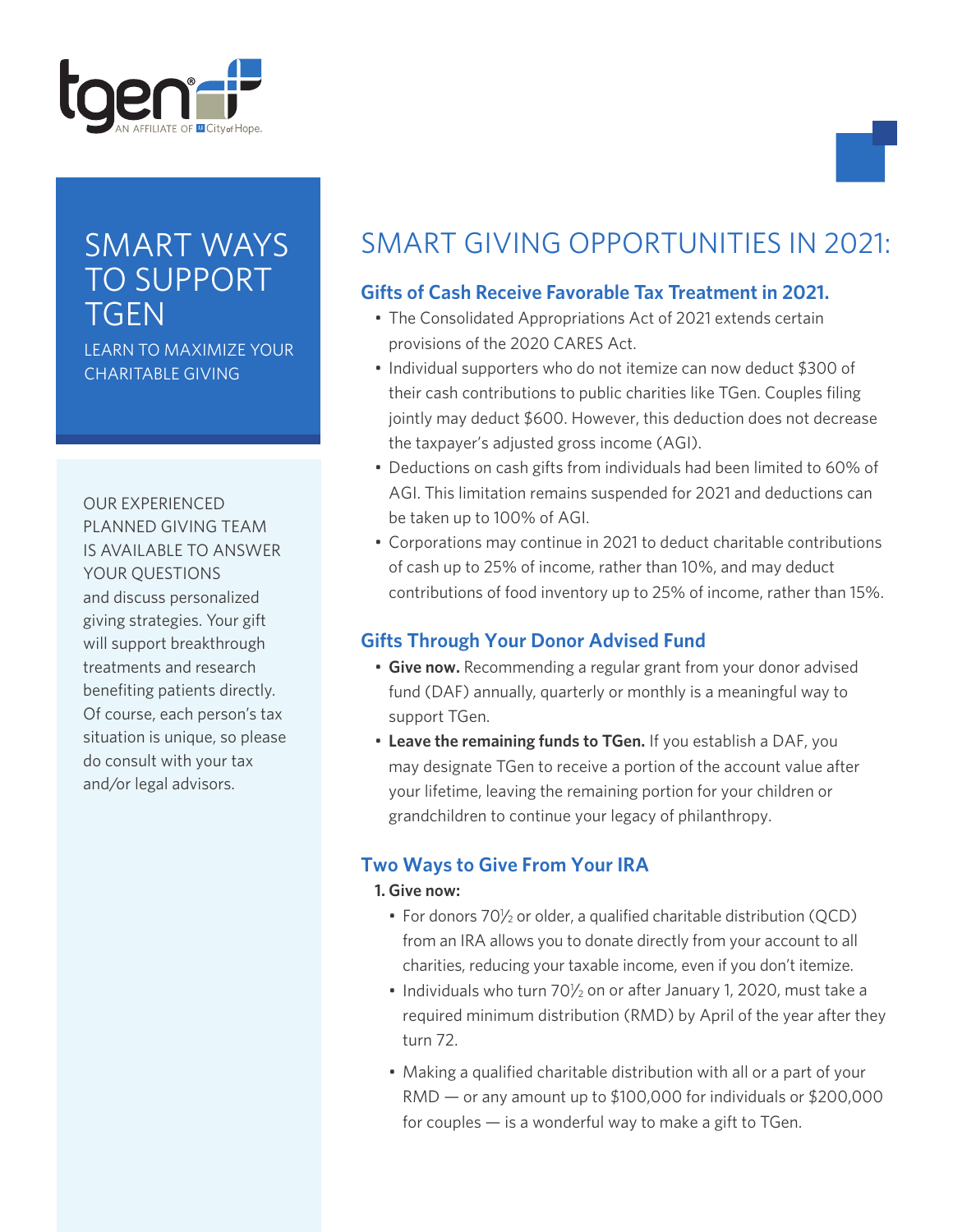# SMART WAYS TO SUPPORT TGEN

LEARN TO MAXIMIZE YOUR CHARITABLE GIVING

OUR EXPERIENCED PLANNED GIVING TEAM IS AVAILABLE TO ANSWER YOUR QUESTIONS and discuss personalized giving strategies. Your gift will support breakthrough treatments and research benefiting patients directly. Of course, each person's tax situation is unique, so please do consult with your tax and/or legal advisors.

# SMART GIVING OPPORTUNITIES IN 2021:

## Gifts of Cash Receive Favorable Tax Treatment in 2021.

- The Consolidated Appropriations Act of 2021 extends certain provisions of the 2020 CARES Act.
- Individual supporters who do not itemize can now deduct $300 of their cash contributions to public charities like TGen. Couples filing jointly may deduct $600. However, this deduction does not decrease the taxpayer's adjusted gross income (AGI).
- Deductions on cash gifts from individuals had been limited to 60% of AGI. This limitation remains suspended for 2021 and deductions can be taken up to 100% of AGI.
- Corporations may continue in 2021 to deduct charitable contributions of cash up to 25% of income, rather than 10%, and may deduct contributions of food inventory up to 25% of income, rather than 15%.

## Gifts Through Your Donor Advised Fund

- **Give now.** Recommending a regular grant from your donor advised fund (DAF) annually, quarterly or monthly is a meaningful way to support TGen.
- **Leave the remaining funds to TGen.** If you establish a DAF, you may designate TGen to receive a portion of the account value after your lifetime, leaving the remaining portion for your children or grandchildren to continue your legacy of philanthropy.

## Two Ways to Give From Your IRA

**1. Give now:**

- For donors 70½ or older, a qualified charitable distribution (QCD) from an IRA allows you to donate directly from your account to all charities, reducing your taxable income, even if you don't itemize.
- Individuals who turn 70½ on or after January 1, 2020, must take a required minimum distribution (RMD) by April of the year after they turn 72.
- Making a qualified charitable distribution with all or a part of your RMD — or any amount up to $100,000 for individuals or $200,000 for couples — is a wonderful way to make a gift to TGen.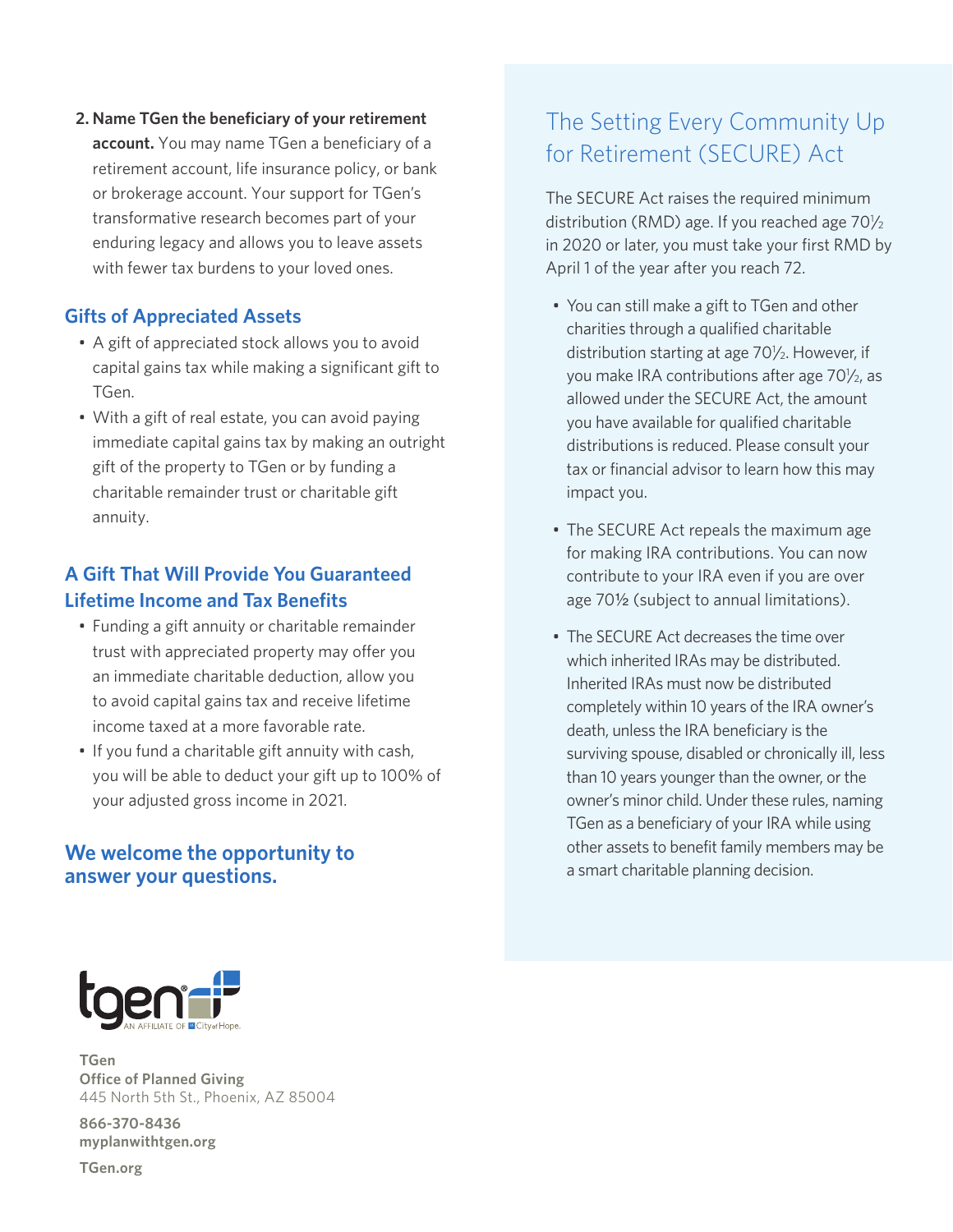2. **Name TGen the beneficiary of your retirement account.** You may name TGen a beneficiary of a retirement account, life insurance policy, or bank or brokerage account. Your support for TGen's transformative research becomes part of your enduring legacy and allows you to leave assets with fewer tax burdens to your loved ones.

## Gifts of Appreciated Assets

- A gift of appreciated stock allows you to avoid capital gains tax while making a significant gift to TGen.
- With a gift of real estate, you can avoid paying immediate capital gains tax by making an outright gift of the property to TGen or by funding a charitable remainder trust or charitable gift annuity.

## A Gift That Will Provide You Guaranteed Lifetime Income and Tax Benefits

- Funding a gift annuity or charitable remainder trust with appreciated property may offer you an immediate charitable deduction, allow you to avoid capital gains tax and receive lifetime income taxed at a more favorable rate.
- If you fund a charitable gift annuity with cash, you will be able to deduct your gift up to 100% of your adjusted gross income in 2021.

## We welcome the opportunity to answer your questions.

## The Setting Every Community Up for Retirement (SECURE) Act

The SECURE Act raises the required minimum distribution (RMD) age. If you reached age 70½ in 2020 or later, you must take your first RMD by April 1 of the year after you reach 72.

- You can still make a gift to TGen and other charities through a qualified charitable distribution starting at age 70½. However, if you make IRA contributions after age 70½, as allowed under the SECURE Act, the amount you have available for qualified charitable distributions is reduced. Please consult your tax or financial advisor to learn how this may impact you.
- The SECURE Act repeals the maximum age for making IRA contributions. You can now contribute to your IRA even if you are over age 70½ (subject to annual limitations).
- The SECURE Act decreases the time over which inherited IRAs may be distributed. Inherited IRAs must now be distributed completely within 10 years of the IRA owner's death, unless the IRA beneficiary is the surviving spouse, disabled or chronically ill, less than 10 years younger than the owner, or the owner's minor child. Under these rules, naming TGen as a beneficiary of your IRA while using other assets to benefit family members may be a smart charitable planning decision.

tgen AN AFFILIATE OF City of Hope.

**TGen**
**Office of Planned Giving**
445 North 5th St., Phoenix, AZ 85004

**866-370-8436**
**myplanwithtgen.org**

**TGen.org**